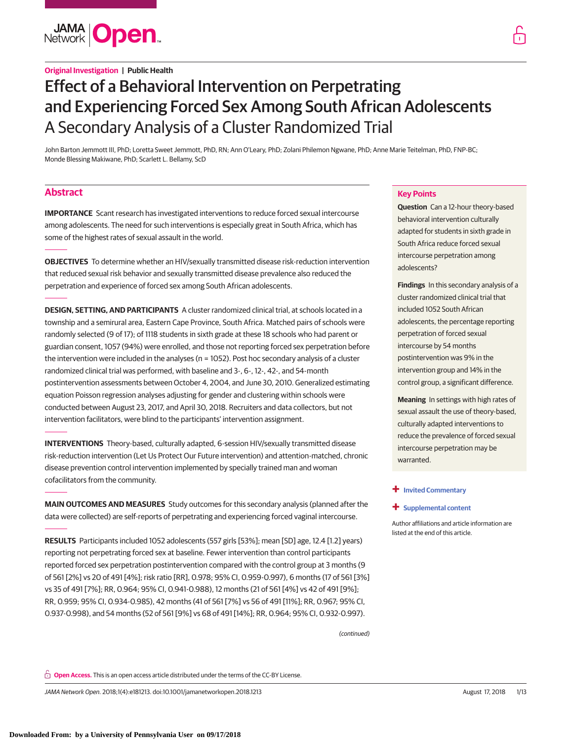Original Investigation | Public Health

# Effect of a Behavioral Intervention on Perpetrating and Experiencing Forced Sex Among South African Adolescents
## A Secondary Analysis of a Cluster Randomized Trial

John Barton Jemmott III, PhD; Loretta Sweet Jemmott, PhD, RN; Ann O'Leary, PhD; Zolani Philemon Ngwane, PhD; Anne Marie Teitelman, PhD, FNP-BC; Monde Blessing Makiwane, PhD; Scarlett L. Bellamy, ScD

## Abstract

**IMPORTANCE** Scant research has investigated interventions to reduce forced sexual intercourse among adolescents. The need for such interventions is especially great in South Africa, which has some of the highest rates of sexual assault in the world.

**OBJECTIVES** To determine whether an HIV/sexually transmitted disease risk-reduction intervention that reduced sexual risk behavior and sexually transmitted disease prevalence also reduced the perpetration and experience of forced sex among South African adolescents.

**DESIGN, SETTING, AND PARTICIPANTS** A cluster randomized clinical trial, at schools located in a township and a semirural area, Eastern Cape Province, South Africa. Matched pairs of schools were randomly selected (9 of 17); of 1118 students in sixth grade at these 18 schools who had parent or guardian consent, 1057 (94%) were enrolled, and those not reporting forced sex perpetration before the intervention were included in the analyses (n = 1052). Post hoc secondary analysis of a cluster randomized clinical trial was performed, with baseline and 3-, 6-, 12-, 42-, and 54-month postintervention assessments between October 4, 2004, and June 30, 2010. Generalized estimating equation Poisson regression analyses adjusting for gender and clustering within schools were conducted between August 23, 2017, and April 30, 2018. Recruiters and data collectors, but not intervention facilitators, were blind to the participants' intervention assignment.

**INTERVENTIONS** Theory-based, culturally adapted, 6-session HIV/sexually transmitted disease risk-reduction intervention (Let Us Protect Our Future intervention) and attention-matched, chronic disease prevention control intervention implemented by specially trained man and woman cofacilitators from the community.

**MAIN OUTCOMES AND MEASURES** Study outcomes for this secondary analysis (planned after the data were collected) are self-reports of perpetrating and experiencing forced vaginal intercourse.

**RESULTS** Participants included 1052 adolescents (557 girls [53%]; mean [SD] age, 12.4 [1.2] years) reporting not perpetrating forced sex at baseline. Fewer intervention than control participants reported forced sex perpetration postintervention compared with the control group at 3 months (9 of 561 [2%] vs 20 of 491 [4%]; risk ratio [RR], 0.978; 95% CI, 0.959-0.997), 6 months (17 of 561 [3%] vs 35 of 491 [7%]; RR, 0.964; 95% CI, 0.941-0.988), 12 months (21 of 561 [4%] vs 42 of 491 [9%]; RR, 0.959; 95% CI, 0.934-0.985), 42 months (41 of 561 [7%] vs 56 of 491 [11%]; RR, 0.967; 95% CI, 0.937-0.998), and 54 months (52 of 561 [9%] vs 68 of 491 [14%]; RR, 0.964; 95% CI, 0.932-0.997).

(continued)

## Key Points

**Question** Can a 12-hour theory-based behavioral intervention culturally adapted for students in sixth grade in South Africa reduce forced sexual intercourse perpetration among adolescents?

**Findings** In this secondary analysis of a cluster randomized clinical trial that included 1052 South African adolescents, the percentage reporting perpetration of forced sexual intercourse by 54 months postintervention was 9% in the intervention group and 14% in the control group, a significant difference.

**Meaning** In settings with high rates of sexual assault the use of theory-based, culturally adapted interventions to reduce the prevalence of forced sexual intercourse perpetration may be warranted.

+ Invited Commentary

+ Supplemental content

Author affiliations and article information are listed at the end of this article.

Open Access. This is an open access article distributed under the terms of the CC-BY License.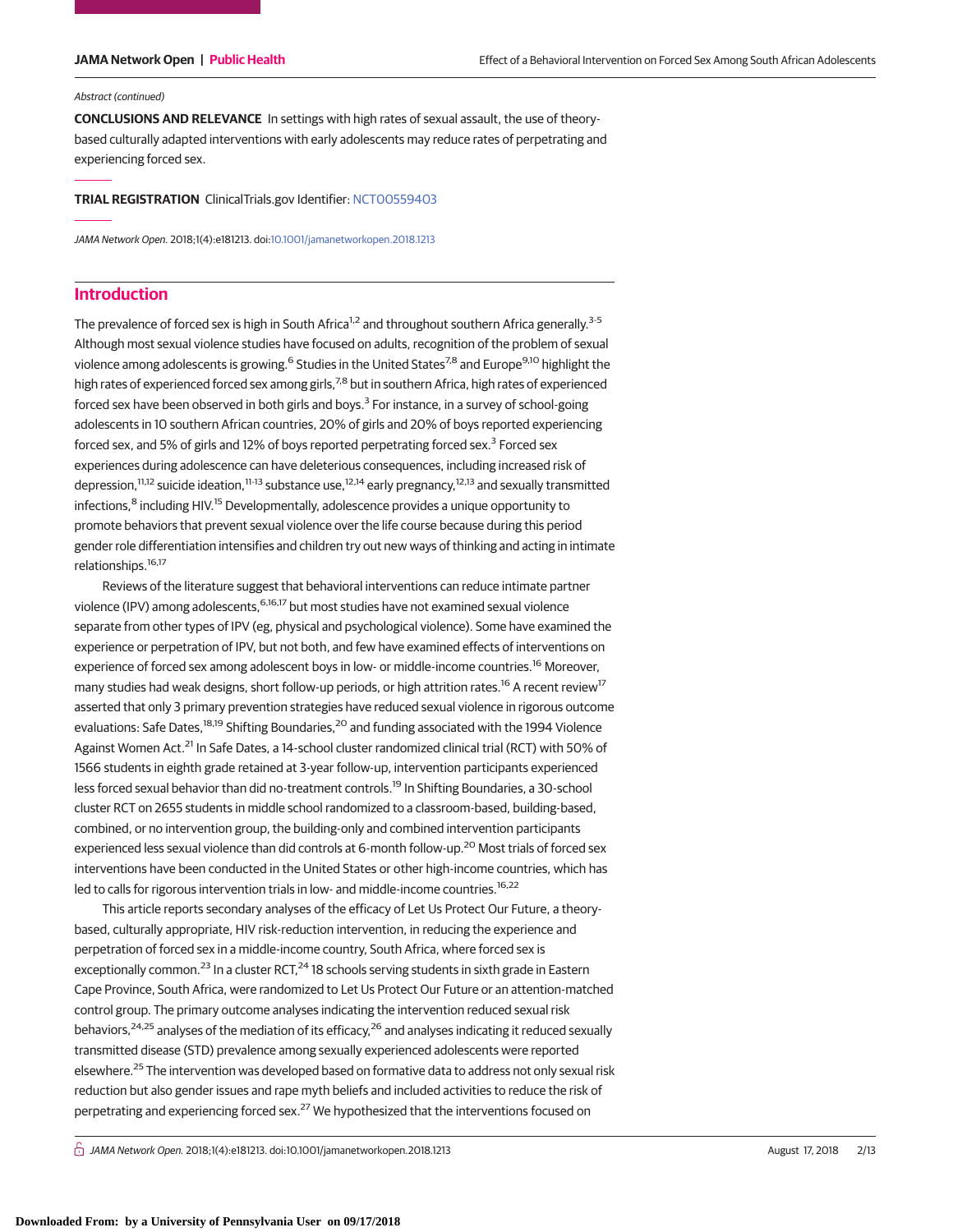*Abstract (continued)*

**CONCLUSIONS AND RELEVANCE** In settings with high rates of sexual assault, the use of theory-based culturally adapted interventions with early adolescents may reduce rates of perpetrating and experiencing forced sex.

**TRIAL REGISTRATION** ClinicalTrials.gov Identifier: NCT00559403

*JAMA Network Open.* 2018;1(4):e181213. doi:10.1001/jamanetworkopen.2018.1213

## Introduction

The prevalence of forced sex is high in South Africa[1,2] and throughout southern Africa generally.[3-5] Although most sexual violence studies have focused on adults, recognition of the problem of sexual violence among adolescents is growing.[6] Studies in the United States[7,8] and Europe[9,10] highlight the high rates of experienced forced sex among girls,[7,8] but in southern Africa, high rates of experienced forced sex have been observed in both girls and boys.[3] For instance, in a survey of school-going adolescents in 10 southern African countries, 20% of girls and 20% of boys reported experiencing forced sex, and 5% of girls and 12% of boys reported perpetrating forced sex.[3] Forced sex experiences during adolescence can have deleterious consequences, including increased risk of depression,[11,12] suicide ideation,[11-13] substance use,[12,14] early pregnancy,[12,13] and sexually transmitted infections,[8] including HIV.[15] Developmentally, adolescence provides a unique opportunity to promote behaviors that prevent sexual violence over the life course because during this period gender role differentiation intensifies and children try out new ways of thinking and acting in intimate relationships.[16,17]

Reviews of the literature suggest that behavioral interventions can reduce intimate partner violence (IPV) among adolescents,[6,16,17] but most studies have not examined sexual violence separate from other types of IPV (eg, physical and psychological violence). Some have examined the experience or perpetration of IPV, but not both, and few have examined effects of interventions on experience of forced sex among adolescent boys in low- or middle-income countries.[16] Moreover, many studies had weak designs, short follow-up periods, or high attrition rates.[16] A recent review[17] asserted that only 3 primary prevention strategies have reduced sexual violence in rigorous outcome evaluations: Safe Dates,[18,19] Shifting Boundaries,[20] and funding associated with the 1994 Violence Against Women Act.[21] In Safe Dates, a 14-school cluster randomized clinical trial (RCT) with 50% of 1566 students in eighth grade retained at 3-year follow-up, intervention participants experienced less forced sexual behavior than did no-treatment controls.[19] In Shifting Boundaries, a 30-school cluster RCT on 2655 students in middle school randomized to a classroom-based, building-based, combined, or no intervention group, the building-only and combined intervention participants experienced less sexual violence than did controls at 6-month follow-up.[20] Most trials of forced sex interventions have been conducted in the United States or other high-income countries, which has led to calls for rigorous intervention trials in low- and middle-income countries.[16,22]

This article reports secondary analyses of the efficacy of Let Us Protect Our Future, a theory-based, culturally appropriate, HIV risk-reduction intervention, in reducing the experience and perpetration of forced sex in a middle-income country, South Africa, where forced sex is exceptionally common.[23] In a cluster RCT,[24] 18 schools serving students in sixth grade in Eastern Cape Province, South Africa, were randomized to Let Us Protect Our Future or an attention-matched control group. The primary outcome analyses indicating the intervention reduced sexual risk behaviors,[24,25] analyses of the mediation of its efficacy,[26] and analyses indicating it reduced sexually transmitted disease (STD) prevalence among sexually experienced adolescents were reported elsewhere.[25] The intervention was developed based on formative data to address not only sexual risk reduction but also gender issues and rape myth beliefs and included activities to reduce the risk of perpetrating and experiencing forced sex.[27] We hypothesized that the interventions focused on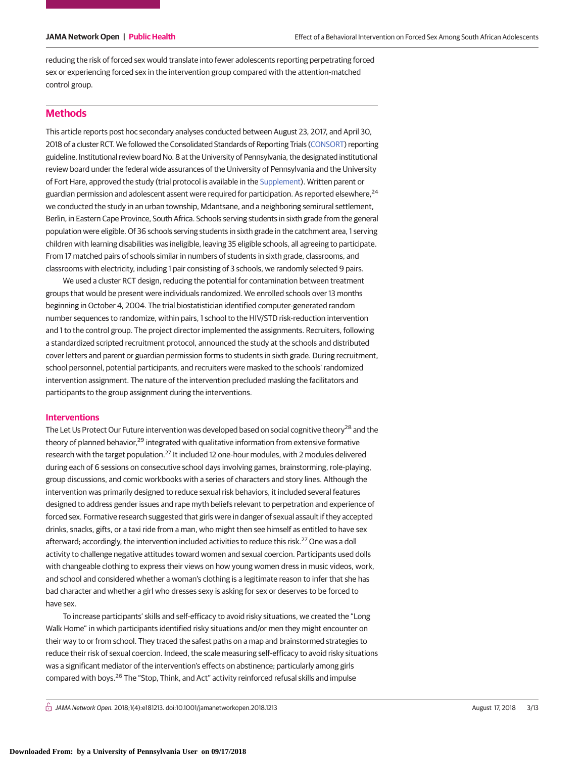reducing the risk of forced sex would translate into fewer adolescents reporting perpetrating forced sex or experiencing forced sex in the intervention group compared with the attention-matched control group.

## Methods

This article reports post hoc secondary analyses conducted between August 23, 2017, and April 30, 2018 of a cluster RCT. We followed the Consolidated Standards of Reporting Trials (CONSORT) reporting guideline. Institutional review board No. 8 at the University of Pennsylvania, the designated institutional review board under the federal wide assurances of the University of Pennsylvania and the University of Fort Hare, approved the study (trial protocol is available in the Supplement). Written parent or guardian permission and adolescent assent were required for participation. As reported elsewhere,[24] we conducted the study in an urban township, Mdantsane, and a neighboring semirural settlement, Berlin, in Eastern Cape Province, South Africa. Schools serving students in sixth grade from the general population were eligible. Of 36 schools serving students in sixth grade in the catchment area, 1 serving children with learning disabilities was ineligible, leaving 35 eligible schools, all agreeing to participate. From 17 matched pairs of schools similar in numbers of students in sixth grade, classrooms, and classrooms with electricity, including 1 pair consisting of 3 schools, we randomly selected 9 pairs.

We used a cluster RCT design, reducing the potential for contamination between treatment groups that would be present were individuals randomized. We enrolled schools over 13 months beginning in October 4, 2004. The trial biostatistician identified computer-generated random number sequences to randomize, within pairs, 1 school to the HIV/STD risk-reduction intervention and 1 to the control group. The project director implemented the assignments. Recruiters, following a standardized scripted recruitment protocol, announced the study at the schools and distributed cover letters and parent or guardian permission forms to students in sixth grade. During recruitment, school personnel, potential participants, and recruiters were masked to the schools' randomized intervention assignment. The nature of the intervention precluded masking the facilitators and participants to the group assignment during the interventions.

### Interventions

The Let Us Protect Our Future intervention was developed based on social cognitive theory[28] and the theory of planned behavior,[29] integrated with qualitative information from extensive formative research with the target population.[27] It included 12 one-hour modules, with 2 modules delivered during each of 6 sessions on consecutive school days involving games, brainstorming, role-playing, group discussions, and comic workbooks with a series of characters and story lines. Although the intervention was primarily designed to reduce sexual risk behaviors, it included several features designed to address gender issues and rape myth beliefs relevant to perpetration and experience of forced sex. Formative research suggested that girls were in danger of sexual assault if they accepted drinks, snacks, gifts, or a taxi ride from a man, who might then see himself as entitled to have sex afterward; accordingly, the intervention included activities to reduce this risk.[27] One was a doll activity to challenge negative attitudes toward women and sexual coercion. Participants used dolls with changeable clothing to express their views on how young women dress in music videos, work, and school and considered whether a woman's clothing is a legitimate reason to infer that she has bad character and whether a girl who dresses sexy is asking for sex or deserves to be forced to have sex.

To increase participants' skills and self-efficacy to avoid risky situations, we created the "Long Walk Home" in which participants identified risky situations and/or men they might encounter on their way to or from school. They traced the safest paths on a map and brainstormed strategies to reduce their risk of sexual coercion. Indeed, the scale measuring self-efficacy to avoid risky situations was a significant mediator of the intervention's effects on abstinence; particularly among girls compared with boys.[26] The "Stop, Think, and Act" activity reinforced refusal skills and impulse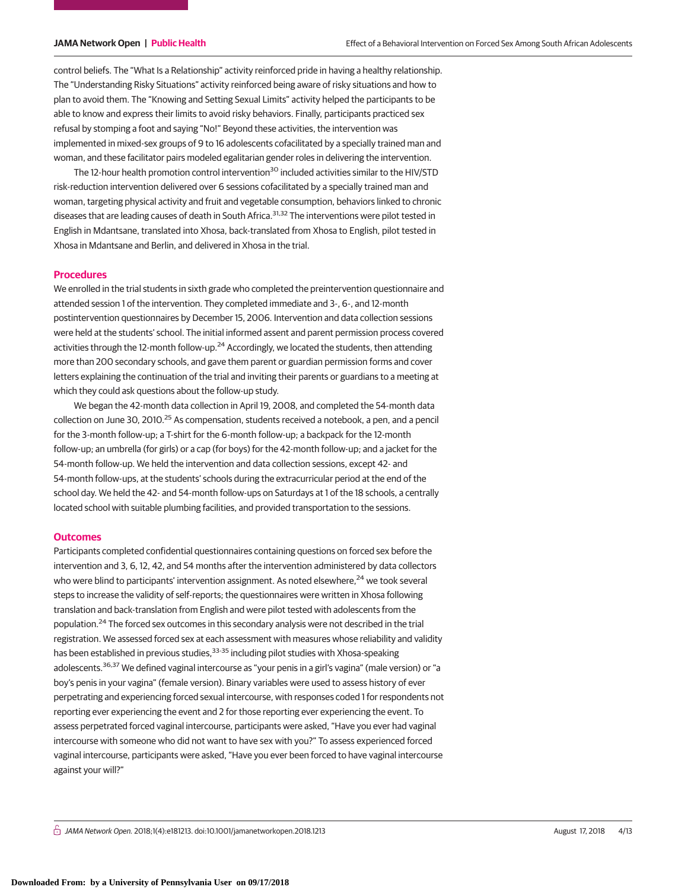control beliefs. The "What Is a Relationship" activity reinforced pride in having a healthy relationship. The "Understanding Risky Situations" activity reinforced being aware of risky situations and how to plan to avoid them. The "Knowing and Setting Sexual Limits" activity helped the participants to be able to know and express their limits to avoid risky behaviors. Finally, participants practiced sex refusal by stomping a foot and saying "No!" Beyond these activities, the intervention was implemented in mixed-sex groups of 9 to 16 adolescents cofacilitated by a specially trained man and woman, and these facilitator pairs modeled egalitarian gender roles in delivering the intervention.

The 12-hour health promotion control intervention[30] included activities similar to the HIV/STD risk-reduction intervention delivered over 6 sessions cofacilitated by a specially trained man and woman, targeting physical activity and fruit and vegetable consumption, behaviors linked to chronic diseases that are leading causes of death in South Africa.[31,32] The interventions were pilot tested in English in Mdantsane, translated into Xhosa, back-translated from Xhosa to English, pilot tested in Xhosa in Mdantsane and Berlin, and delivered in Xhosa in the trial.

## Procedures

We enrolled in the trial students in sixth grade who completed the preintervention questionnaire and attended session 1 of the intervention. They completed immediate and 3-, 6-, and 12-month postintervention questionnaires by December 15, 2006. Intervention and data collection sessions were held at the students' school. The initial informed assent and parent permission process covered activities through the 12-month follow-up.[24] Accordingly, we located the students, then attending more than 200 secondary schools, and gave them parent or guardian permission forms and cover letters explaining the continuation of the trial and inviting their parents or guardians to a meeting at which they could ask questions about the follow-up study.

We began the 42-month data collection in April 19, 2008, and completed the 54-month data collection on June 30, 2010.[25] As compensation, students received a notebook, a pen, and a pencil for the 3-month follow-up; a T-shirt for the 6-month follow-up; a backpack for the 12-month follow-up; an umbrella (for girls) or a cap (for boys) for the 42-month follow-up; and a jacket for the 54-month follow-up. We held the intervention and data collection sessions, except 42- and 54-month follow-ups, at the students' schools during the extracurricular period at the end of the school day. We held the 42- and 54-month follow-ups on Saturdays at 1 of the 18 schools, a centrally located school with suitable plumbing facilities, and provided transportation to the sessions.

## Outcomes

Participants completed confidential questionnaires containing questions on forced sex before the intervention and 3, 6, 12, 42, and 54 months after the intervention administered by data collectors who were blind to participants' intervention assignment. As noted elsewhere,[24] we took several steps to increase the validity of self-reports; the questionnaires were written in Xhosa following translation and back-translation from English and were pilot tested with adolescents from the population.[24] The forced sex outcomes in this secondary analysis were not described in the trial registration. We assessed forced sex at each assessment with measures whose reliability and validity has been established in previous studies,[33-35] including pilot studies with Xhosa-speaking adolescents.[36,37] We defined vaginal intercourse as "your penis in a girl's vagina" (male version) or "a boy's penis in your vagina" (female version). Binary variables were used to assess history of ever perpetrating and experiencing forced sexual intercourse, with responses coded 1 for respondents not reporting ever experiencing the event and 2 for those reporting ever experiencing the event. To assess perpetrated forced vaginal intercourse, participants were asked, "Have you ever had vaginal intercourse with someone who did not want to have sex with you?" To assess experienced forced vaginal intercourse, participants were asked, "Have you ever been forced to have vaginal intercourse against your will?"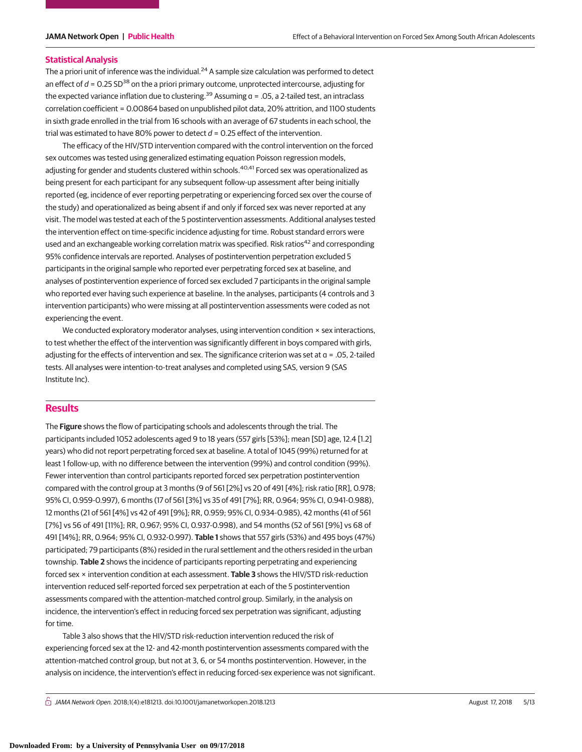## Statistical Analysis

The a priori unit of inference was the individual.[24] A sample size calculation was performed to detect an effect of $d$ = 0.25 SD[38] on the a priori primary outcome, unprotected intercourse, adjusting for the expected variance inflation due to clustering.[39] Assuming α = .05, a 2-tailed test, an intraclass correlation coefficient = 0.00864 based on unpublished pilot data, 20% attrition, and 1100 students in sixth grade enrolled in the trial from 16 schools with an average of 67 students in each school, the trial was estimated to have 80% power to detect $d$ = 0.25 effect of the intervention.

The efficacy of the HIV/STD intervention compared with the control intervention on the forced sex outcomes was tested using generalized estimating equation Poisson regression models, adjusting for gender and students clustered within schools.[40,41] Forced sex was operationalized as being present for each participant for any subsequent follow-up assessment after being initially reported (eg, incidence of ever reporting perpetrating or experiencing forced sex over the course of the study) and operationalized as being absent if and only if forced sex was never reported at any visit. The model was tested at each of the 5 postintervention assessments. Additional analyses tested the intervention effect on time-specific incidence adjusting for time. Robust standard errors were used and an exchangeable working correlation matrix was specified. Risk ratios[42] and corresponding 95% confidence intervals are reported. Analyses of postintervention perpetration excluded 5 participants in the original sample who reported ever perpetrating forced sex at baseline, and analyses of postintervention experience of forced sex excluded 7 participants in the original sample who reported ever having such experience at baseline. In the analyses, participants (4 controls and 3 intervention participants) who were missing at all postintervention assessments were coded as not experiencing the event.

We conducted exploratory moderator analyses, using intervention condition × sex interactions, to test whether the effect of the intervention was significantly different in boys compared with girls, adjusting for the effects of intervention and sex. The significance criterion was set at α = .05, 2-tailed tests. All analyses were intention-to-treat analyses and completed using SAS, version 9 (SAS Institute Inc).

## Results

The **Figure** shows the flow of participating schools and adolescents through the trial. The participants included 1052 adolescents aged 9 to 18 years (557 girls [53%]; mean [SD] age, 12.4 [1.2] years) who did not report perpetrating forced sex at baseline. A total of 1045 (99%) returned for at least 1 follow-up, with no difference between the intervention (99%) and control condition (99%). Fewer intervention than control participants reported forced sex perpetration postintervention compared with the control group at 3 months (9 of 561 [2%] vs 20 of 491 [4%]; risk ratio [RR], 0.978; 95% CI, 0.959-0.997), 6 months (17 of 561 [3%] vs 35 of 491 [7%]; RR, 0.964; 95% CI, 0.941-0.988), 12 months (21 of 561 [4%] vs 42 of 491 [9%]; RR, 0.959; 95% CI, 0.934-0.985), 42 months (41 of 561 [7%] vs 56 of 491 [11%]; RR, 0.967; 95% CI, 0.937-0.998), and 54 months (52 of 561 [9%] vs 68 of 491 [14%]; RR, 0.964; 95% CI, 0.932-0.997). **Table 1** shows that 557 girls (53%) and 495 boys (47%) participated; 79 participants (8%) resided in the rural settlement and the others resided in the urban township. **Table 2** shows the incidence of participants reporting perpetrating and experiencing forced sex × intervention condition at each assessment. **Table 3** shows the HIV/STD risk-reduction intervention reduced self-reported forced sex perpetration at each of the 5 postintervention assessments compared with the attention-matched control group. Similarly, in the analysis on incidence, the intervention's effect in reducing forced sex perpetration was significant, adjusting for time.

Table 3 also shows that the HIV/STD risk-reduction intervention reduced the risk of experiencing forced sex at the 12- and 42-month postintervention assessments compared with the attention-matched control group, but not at 3, 6, or 54 months postintervention. However, in the analysis on incidence, the intervention's effect in reducing forced-sex experience was not significant.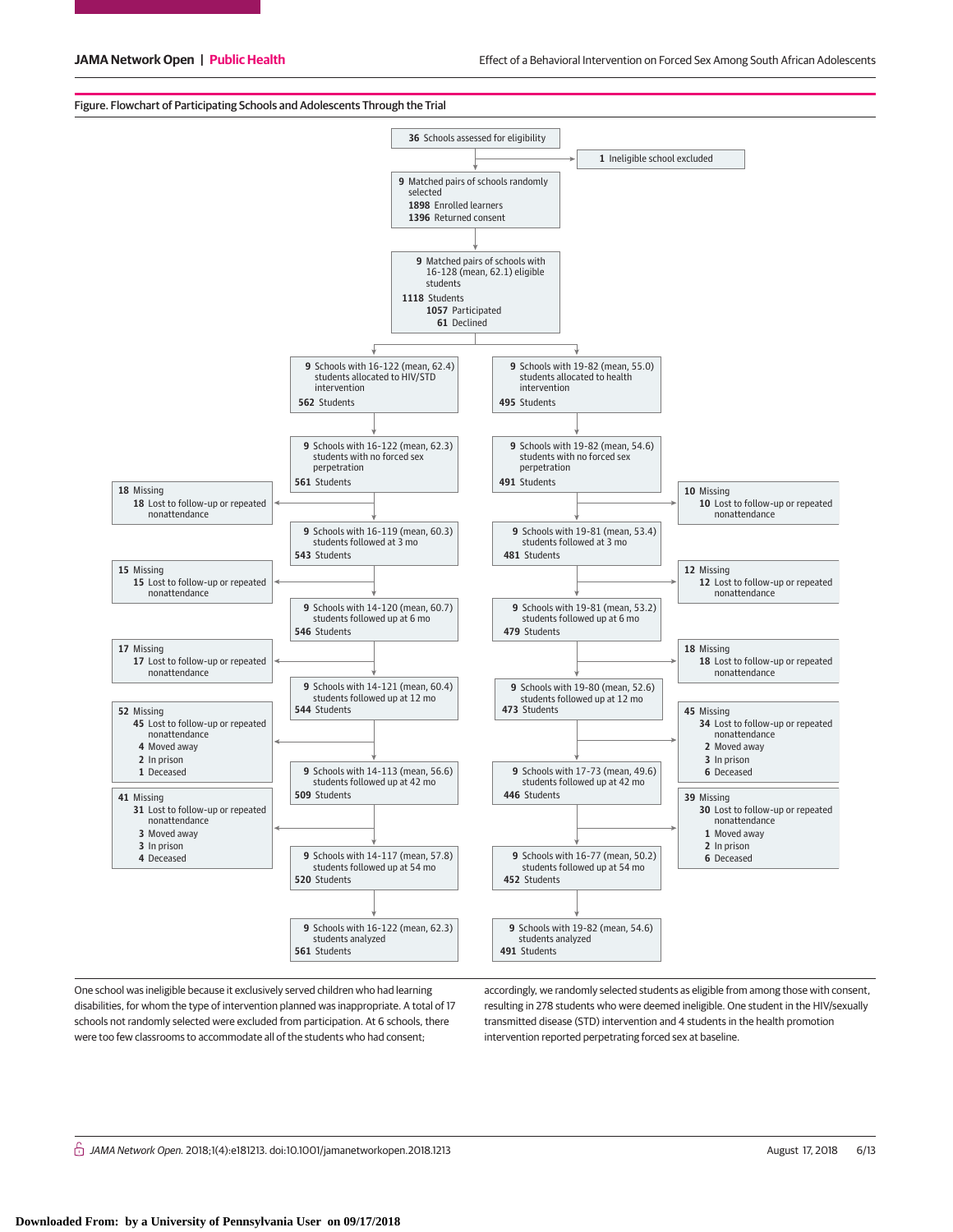Figure. Flowchart of Participating Schools and Adolescents Through the Trial

**36** Schools assessed for eligibility

→ **1** Ineligible school excluded

**9** Matched pairs of schools randomly selected
**1898** Enrolled learners
**1396** Returned consent

**9** Matched pairs of schools with 16-128 (mean, 62.1) eligible students
**1118** Students
**1057** Participated
**61** Declined

| HIV/STD intervention | Health intervention |
| --- | --- |
| **9** Schools with 16-122 (mean, 62.4) students allocated to HIV/STD intervention; **562** Students | **9** Schools with 19-82 (mean, 55.0) students allocated to health intervention; **495** Students |
| **9** Schools with 16-122 (mean, 62.3) students with no forced sex perpetration; **561** Students | **9** Schools with 19-82 (mean, 54.6) students with no forced sex perpetration; **491** Students |
| **18** Missing: **18** Lost to follow-up or repeated nonattendance | **10** Missing: **10** Lost to follow-up or repeated nonattendance |
| **9** Schools with 16-119 (mean, 60.3) students followed at 3 mo; **543** Students | **9** Schools with 19-81 (mean, 53.4) students followed at 3 mo; **481** Students |
| **15** Missing: **15** Lost to follow-up or repeated nonattendance | **12** Missing: **12** Lost to follow-up or repeated nonattendance |
| **9** Schools with 14-120 (mean, 60.7) students followed up at 6 mo; **546** Students | **9** Schools with 19-81 (mean, 53.2) students followed up at 6 mo; **479** Students |
| **17** Missing: **17** Lost to follow-up or repeated nonattendance | **18** Missing: **18** Lost to follow-up or repeated nonattendance |
| **9** Schools with 14-121 (mean, 60.4) students followed up at 12 mo; **544** Students | **9** Schools with 19-80 (mean, 52.6) students followed up at 12 mo; **473** Students |
| **52** Missing: **45** Lost to follow-up or repeated nonattendance; **4** Moved away; **2** In prison; **1** Deceased | **45** Missing: **34** Lost to follow-up or repeated nonattendance; **2** Moved away; **3** In prison; **6** Deceased |
| **9** Schools with 14-113 (mean, 56.6) students followed up at 42 mo; **509** Students | **9** Schools with 17-73 (mean, 49.6) students followed up at 42 mo; **446** Students |
| **41** Missing: **31** Lost to follow-up or repeated nonattendance; **3** Moved away; **3** In prison; **4** Deceased | **39** Missing: **30** Lost to follow-up or repeated nonattendance; **1** Moved away; **2** In prison; **6** Deceased |
| **9** Schools with 14-117 (mean, 57.8) students followed up at 54 mo; **520** Students | **9** Schools with 16-77 (mean, 50.2) students followed up at 54 mo; **452** Students |
| **9** Schools with 16-122 (mean, 62.3) students analyzed; **561** Students | **9** Schools with 19-82 (mean, 54.6) students analyzed; **491** Students |

One school was ineligible because it exclusively served children who had learning disabilities, for whom the type of intervention planned was inappropriate. A total of 17 schools not randomly selected were excluded from participation. At 6 schools, there were too few classrooms to accommodate all of the students who had consent; accordingly, we randomly selected students as eligible from among those with consent, resulting in 278 students who were deemed ineligible. One student in the HIV/sexually transmitted disease (STD) intervention and 4 students in the health promotion intervention reported perpetrating forced sex at baseline.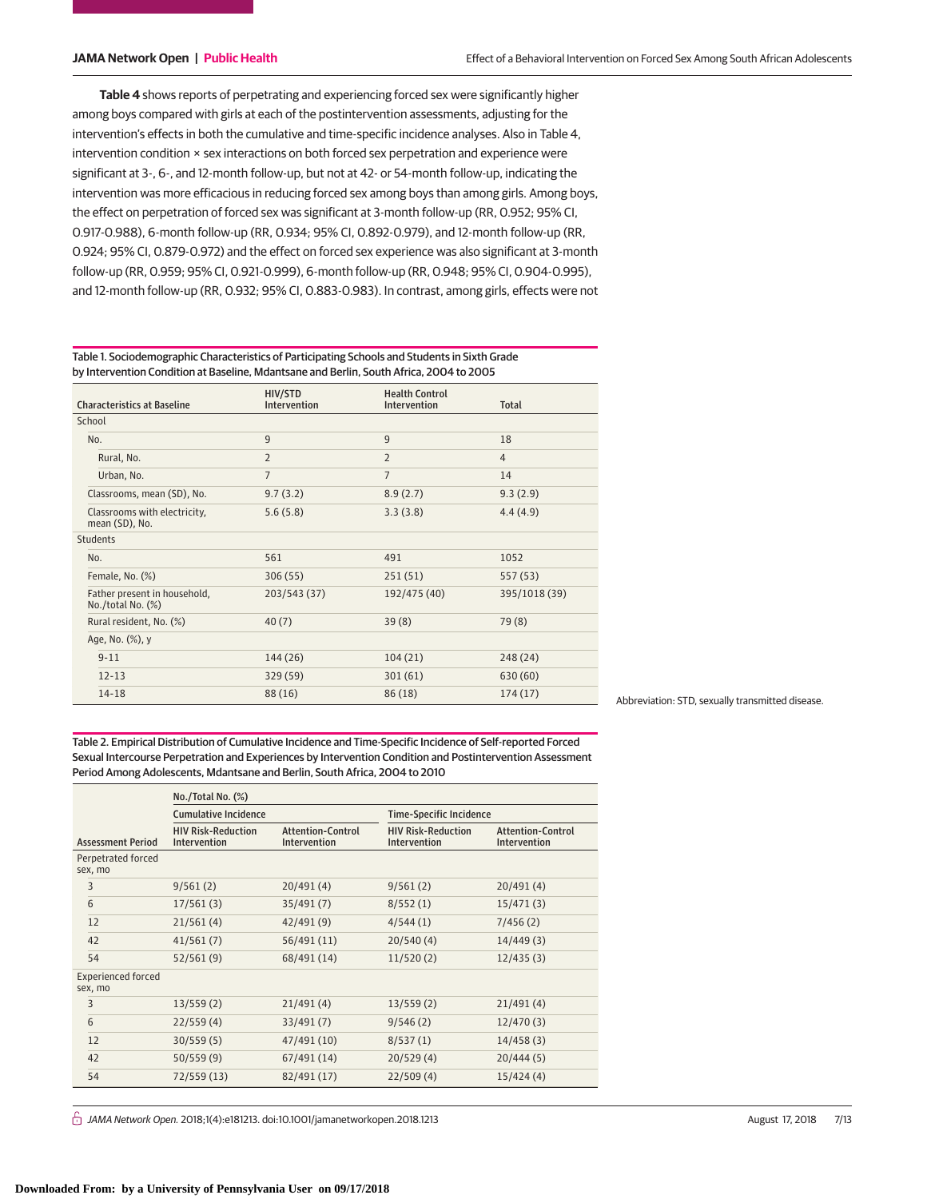Table 4 shows reports of perpetrating and experiencing forced sex were significantly higher among boys compared with girls at each of the postintervention assessments, adjusting for the intervention's effects in both the cumulative and time-specific incidence analyses. Also in Table 4, intervention condition × sex interactions on both forced sex perpetration and experience were significant at 3-, 6-, and 12-month follow-up, but not at 42- or 54-month follow-up, indicating the intervention was more efficacious in reducing forced sex among boys than among girls. Among boys, the effect on perpetration of forced sex was significant at 3-month follow-up (RR, 0.952; 95% CI, 0.917-0.988), 6-month follow-up (RR, 0.934; 95% CI, 0.892-0.979), and 12-month follow-up (RR, 0.924; 95% CI, 0.879-0.972) and the effect on forced sex experience was also significant at 3-month follow-up (RR, 0.959; 95% CI, 0.921-0.999), 6-month follow-up (RR, 0.948; 95% CI, 0.904-0.995), and 12-month follow-up (RR, 0.932; 95% CI, 0.883-0.983). In contrast, among girls, effects were not

Table 1. Sociodemographic Characteristics of Participating Schools and Students in Sixth Grade by Intervention Condition at Baseline, Mdantsane and Berlin, South Africa, 2004 to 2005

| Characteristics at Baseline | HIV/STD Intervention | Health Control Intervention | Total |
|---|---|---|---|
| School | | | |
| No. | 9 | 9 | 18 |
| Rural, No. | 2 | 2 | 4 |
| Urban, No. | 7 | 7 | 14 |
| Classrooms, mean (SD), No. | 9.7 (3.2) | 8.9 (2.7) | 9.3 (2.9) |
| Classrooms with electricity, mean (SD), No. | 5.6 (5.8) | 3.3 (3.8) | 4.4 (4.9) |
| Students | | | |
| No. | 561 | 491 | 1052 |
| Female, No. (%) | 306 (55) | 251 (51) | 557 (53) |
| Father present in household, No./total No. (%) | 203/543 (37) | 192/475 (40) | 395/1018 (39) |
| Rural resident, No. (%) | 40 (7) | 39 (8) | 79 (8) |
| Age, No. (%), y | | | |
| 9-11 | 144 (26) | 104 (21) | 248 (24) |
| 12-13 | 329 (59) | 301 (61) | 630 (60) |
| 14-18 | 88 (16) | 86 (18) | 174 (17) |

Abbreviation: STD, sexually transmitted disease.

Table 2. Empirical Distribution of Cumulative Incidence and Time-Specific Incidence of Self-reported Forced Sexual Intercourse Perpetration and Experiences by Intervention Condition and Postintervention Assessment Period Among Adolescents, Mdantsane and Berlin, South Africa, 2004 to 2010

| | No./Total No. (%) | | | |
|---|---|---|---|---|
| | Cumulative Incidence | | Time-Specific Incidence | |
| Assessment Period | HIV Risk-Reduction Intervention | Attention-Control Intervention | HIV Risk-Reduction Intervention | Attention-Control Intervention |
| Perpetrated forced sex, mo | | | | |
| 3 | 9/561 (2) | 20/491 (4) | 9/561 (2) | 20/491 (4) |
| 6 | 17/561 (3) | 35/491 (7) | 8/552 (1) | 15/471 (3) |
| 12 | 21/561 (4) | 42/491 (9) | 4/544 (1) | 7/456 (2) |
| 42 | 41/561 (7) | 56/491 (11) | 20/540 (4) | 14/449 (3) |
| 54 | 52/561 (9) | 68/491 (14) | 11/520 (2) | 12/435 (3) |
| Experienced forced sex, mo | | | | |
| 3 | 13/559 (2) | 21/491 (4) | 13/559 (2) | 21/491 (4) |
| 6 | 22/559 (4) | 33/491 (7) | 9/546 (2) | 12/470 (3) |
| 12 | 30/559 (5) | 47/491 (10) | 8/537 (1) | 14/458 (3) |
| 42 | 50/559 (9) | 67/491 (14) | 20/529 (4) | 20/444 (5) |
| 54 | 72/559 (13) | 82/491 (17) | 22/509 (4) | 15/424 (4) |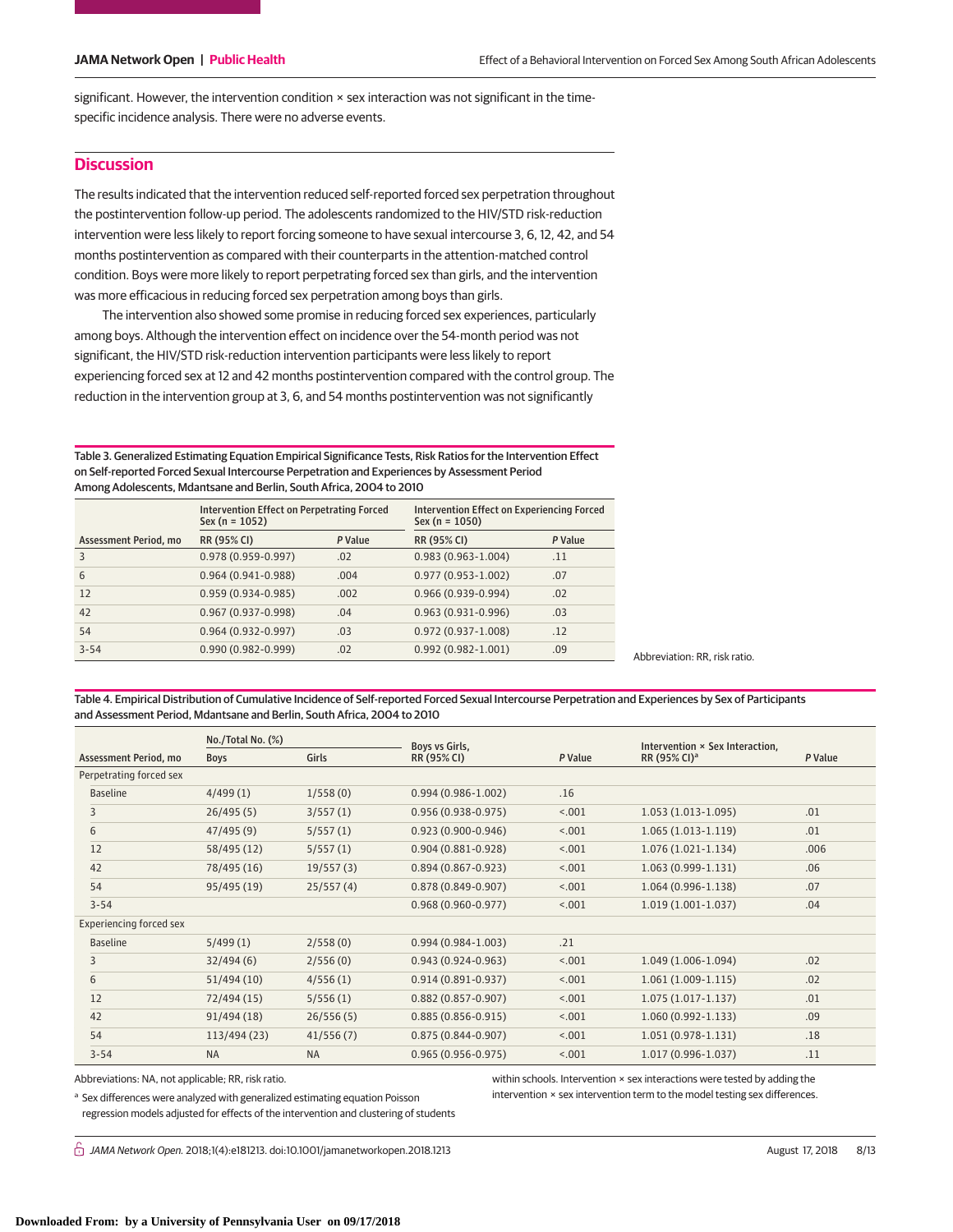significant. However, the intervention condition × sex interaction was not significant in the time-specific incidence analysis. There were no adverse events.

## Discussion

The results indicated that the intervention reduced self-reported forced sex perpetration throughout the postintervention follow-up period. The adolescents randomized to the HIV/STD risk-reduction intervention were less likely to report forcing someone to have sexual intercourse 3, 6, 12, 42, and 54 months postintervention as compared with their counterparts in the attention-matched control condition. Boys were more likely to report perpetrating forced sex than girls, and the intervention was more efficacious in reducing forced sex perpetration among boys than girls.

The intervention also showed some promise in reducing forced sex experiences, particularly among boys. Although the intervention effect on incidence over the 54-month period was not significant, the HIV/STD risk-reduction intervention participants were less likely to report experiencing forced sex at 12 and 42 months postintervention compared with the control group. The reduction in the intervention group at 3, 6, and 54 months postintervention was not significantly

Table 3. Generalized Estimating Equation Empirical Significance Tests, Risk Ratios for the Intervention Effect on Self-reported Forced Sexual Intercourse Perpetration and Experiences by Assessment Period Among Adolescents, Mdantsane and Berlin, South Africa, 2004 to 2010

| | Intervention Effect on Perpetrating Forced Sex (n = 1052) | | Intervention Effect on Experiencing Forced Sex (n = 1050) | |
|---|---|---|---|---|
| Assessment Period, mo | RR (95% CI) | *P* Value | RR (95% CI) | *P* Value |
| 3 | 0.978 (0.959-0.997) | .02 | 0.983 (0.963-1.004) | .11 |
| 6 | 0.964 (0.941-0.988) | .004 | 0.977 (0.953-1.002) | .07 |
| 12 | 0.959 (0.934-0.985) | .002 | 0.966 (0.939-0.994) | .02 |
| 42 | 0.967 (0.937-0.998) | .04 | 0.963 (0.931-0.996) | .03 |
| 54 | 0.964 (0.932-0.997) | .03 | 0.972 (0.937-1.008) | .12 |
| 3-54 | 0.990 (0.982-0.999) | .02 | 0.992 (0.982-1.001) | .09 |

Abbreviation: RR, risk ratio.

Table 4. Empirical Distribution of Cumulative Incidence of Self-reported Forced Sexual Intercourse Perpetration and Experiences by Sex of Participants and Assessment Period, Mdantsane and Berlin, South Africa, 2004 to 2010

| | No./Total No. (%) | | | | | |
|---|---|---|---|---|---|---|
| Assessment Period, mo | Boys | Girls | Boys vs Girls, RR (95% CI) | *P* Value | Intervention × Sex Interaction, RR (95% CI)[a] | *P* Value |
| Perpetrating forced sex | | | | | | |
| Baseline | 4/499 (1) | 1/558 (0) | 0.994 (0.986-1.002) | .16 | | |
| 3 | 26/495 (5) | 3/557 (1) | 0.956 (0.938-0.975) | <.001 | 1.053 (1.013-1.095) | .01 |
| 6 | 47/495 (9) | 5/557 (1) | 0.923 (0.900-0.946) | <.001 | 1.065 (1.013-1.119) | .01 |
| 12 | 58/495 (12) | 5/557 (1) | 0.904 (0.881-0.928) | <.001 | 1.076 (1.021-1.134) | .006 |
| 42 | 78/495 (16) | 19/557 (3) | 0.894 (0.867-0.923) | <.001 | 1.063 (0.999-1.131) | .06 |
| 54 | 95/495 (19) | 25/557 (4) | 0.878 (0.849-0.907) | <.001 | 1.064 (0.996-1.138) | .07 |
| 3-54 | | | 0.968 (0.960-0.977) | <.001 | 1.019 (1.001-1.037) | .04 |
| Experiencing forced sex | | | | | | |
| Baseline | 5/499 (1) | 2/558 (0) | 0.994 (0.984-1.003) | .21 | | |
| 3 | 32/494 (6) | 2/556 (0) | 0.943 (0.924-0.963) | <.001 | 1.049 (1.006-1.094) | .02 |
| 6 | 51/494 (10) | 4/556 (1) | 0.914 (0.891-0.937) | <.001 | 1.061 (1.009-1.115) | .02 |
| 12 | 72/494 (15) | 5/556 (1) | 0.882 (0.857-0.907) | <.001 | 1.075 (1.017-1.137) | .01 |
| 42 | 91/494 (18) | 26/556 (5) | 0.885 (0.856-0.915) | <.001 | 1.060 (0.992-1.133) | .09 |
| 54 | 113/494 (23) | 41/556 (7) | 0.875 (0.844-0.907) | <.001 | 1.051 (0.978-1.131) | .18 |
| 3-54 | NA | NA | 0.965 (0.956-0.975) | <.001 | 1.017 (0.996-1.037) | .11 |

Abbreviations: NA, not applicable; RR, risk ratio.

[a] Sex differences were analyzed with generalized estimating equation Poisson regression models adjusted for effects of the intervention and clustering of students within schools. Intervention × sex interactions were tested by adding the intervention × sex intervention term to the model testing sex differences.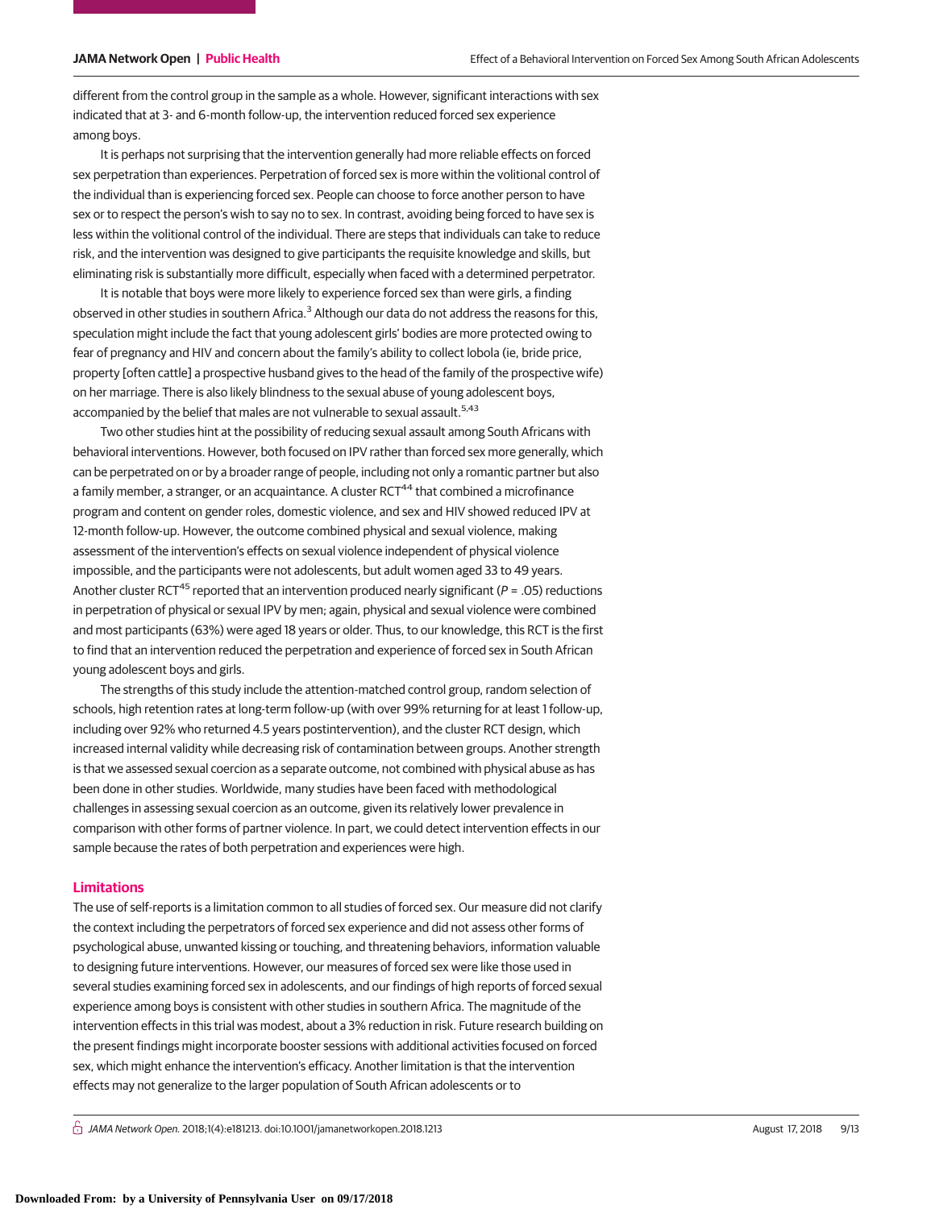different from the control group in the sample as a whole. However, significant interactions with sex indicated that at 3- and 6-month follow-up, the intervention reduced forced sex experience among boys.

It is perhaps not surprising that the intervention generally had more reliable effects on forced sex perpetration than experiences. Perpetration of forced sex is more within the volitional control of the individual than is experiencing forced sex. People can choose to force another person to have sex or to respect the person's wish to say no to sex. In contrast, avoiding being forced to have sex is less within the volitional control of the individual. There are steps that individuals can take to reduce risk, and the intervention was designed to give participants the requisite knowledge and skills, but eliminating risk is substantially more difficult, especially when faced with a determined perpetrator.

It is notable that boys were more likely to experience forced sex than were girls, a finding observed in other studies in southern Africa.[3] Although our data do not address the reasons for this, speculation might include the fact that young adolescent girls' bodies are more protected owing to fear of pregnancy and HIV and concern about the family's ability to collect lobola (ie, bride price, property [often cattle] a prospective husband gives to the head of the family of the prospective wife) on her marriage. There is also likely blindness to the sexual abuse of young adolescent boys, accompanied by the belief that males are not vulnerable to sexual assault.[5,43]

Two other studies hint at the possibility of reducing sexual assault among South Africans with behavioral interventions. However, both focused on IPV rather than forced sex more generally, which can be perpetrated on or by a broader range of people, including not only a romantic partner but also a family member, a stranger, or an acquaintance. A cluster RCT[44] that combined a microfinance program and content on gender roles, domestic violence, and sex and HIV showed reduced IPV at 12-month follow-up. However, the outcome combined physical and sexual violence, making assessment of the intervention's effects on sexual violence independent of physical violence impossible, and the participants were not adolescents, but adult women aged 33 to 49 years. Another cluster RCT[45] reported that an intervention produced nearly significant ($P = .05$) reductions in perpetration of physical or sexual IPV by men; again, physical and sexual violence were combined and most participants (63%) were aged 18 years or older. Thus, to our knowledge, this RCT is the first to find that an intervention reduced the perpetration and experience of forced sex in South African young adolescent boys and girls.

The strengths of this study include the attention-matched control group, random selection of schools, high retention rates at long-term follow-up (with over 99% returning for at least 1 follow-up, including over 92% who returned 4.5 years postintervention), and the cluster RCT design, which increased internal validity while decreasing risk of contamination between groups. Another strength is that we assessed sexual coercion as a separate outcome, not combined with physical abuse as has been done in other studies. Worldwide, many studies have been faced with methodological challenges in assessing sexual coercion as an outcome, given its relatively lower prevalence in comparison with other forms of partner violence. In part, we could detect intervention effects in our sample because the rates of both perpetration and experiences were high.

## Limitations

The use of self-reports is a limitation common to all studies of forced sex. Our measure did not clarify the context including the perpetrators of forced sex experience and did not assess other forms of psychological abuse, unwanted kissing or touching, and threatening behaviors, information valuable to designing future interventions. However, our measures of forced sex were like those used in several studies examining forced sex in adolescents, and our findings of high reports of forced sexual experience among boys is consistent with other studies in southern Africa. The magnitude of the intervention effects in this trial was modest, about a 3% reduction in risk. Future research building on the present findings might incorporate booster sessions with additional activities focused on forced sex, which might enhance the intervention's efficacy. Another limitation is that the intervention effects may not generalize to the larger population of South African adolescents or to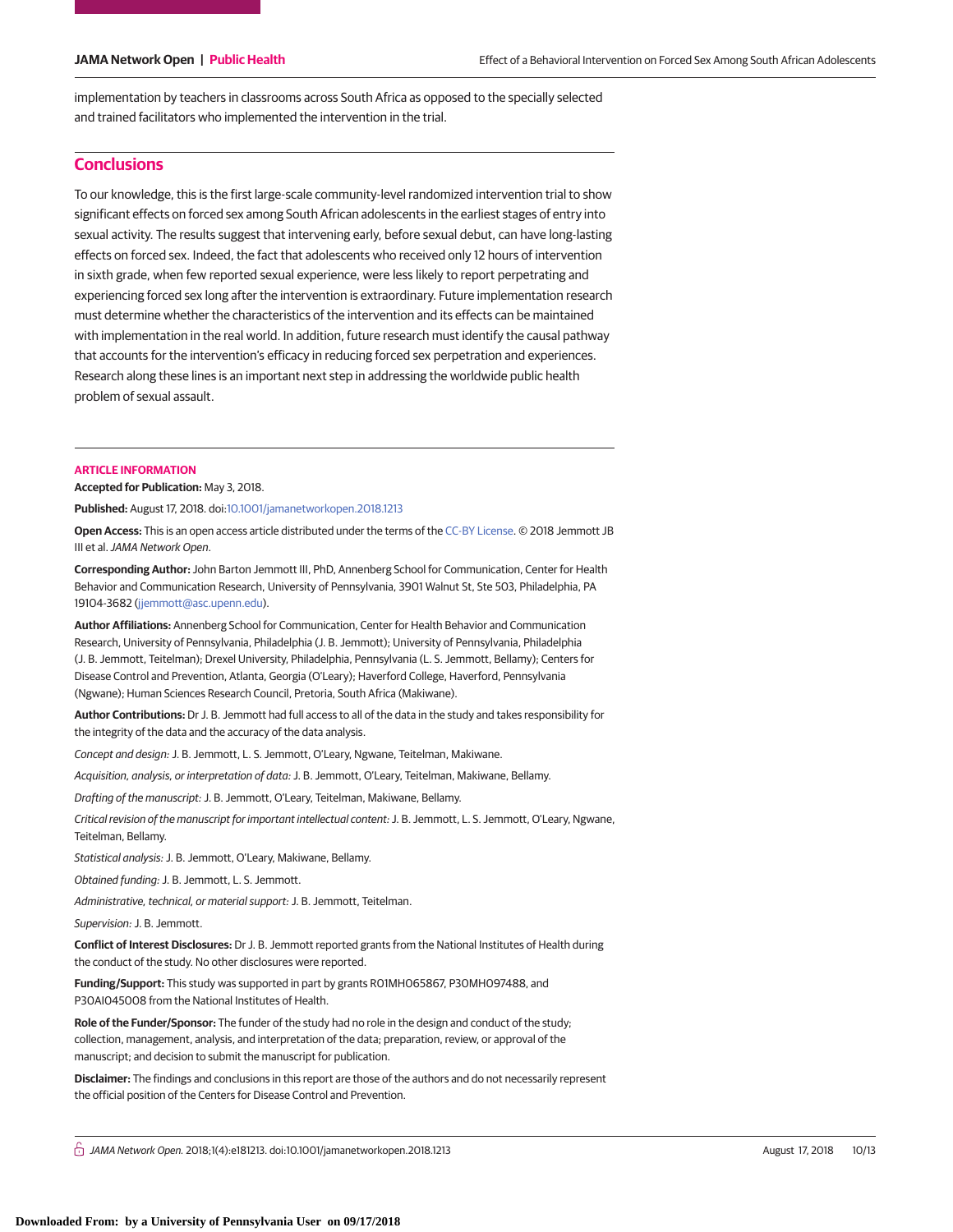implementation by teachers in classrooms across South Africa as opposed to the specially selected and trained facilitators who implemented the intervention in the trial.

## Conclusions

To our knowledge, this is the first large-scale community-level randomized intervention trial to show significant effects on forced sex among South African adolescents in the earliest stages of entry into sexual activity. The results suggest that intervening early, before sexual debut, can have long-lasting effects on forced sex. Indeed, the fact that adolescents who received only 12 hours of intervention in sixth grade, when few reported sexual experience, were less likely to report perpetrating and experiencing forced sex long after the intervention is extraordinary. Future implementation research must determine whether the characteristics of the intervention and its effects can be maintained with implementation in the real world. In addition, future research must identify the causal pathway that accounts for the intervention's efficacy in reducing forced sex perpetration and experiences. Research along these lines is an important next step in addressing the worldwide public health problem of sexual assault.

## ARTICLE INFORMATION

**Accepted for Publication:** May 3, 2018.

**Published:** August 17, 2018. doi:10.1001/jamanetworkopen.2018.1213

**Open Access:** This is an open access article distributed under the terms of the CC-BY License. © 2018 Jemmott JB III et al. *JAMA Network Open*.

**Corresponding Author:** John Barton Jemmott III, PhD, Annenberg School for Communication, Center for Health Behavior and Communication Research, University of Pennsylvania, 3901 Walnut St, Ste 503, Philadelphia, PA 19104-3682 (jjemmott@asc.upenn.edu).

**Author Affiliations:** Annenberg School for Communication, Center for Health Behavior and Communication Research, University of Pennsylvania, Philadelphia (J. B. Jemmott); University of Pennsylvania, Philadelphia (J. B. Jemmott, Teitelman); Drexel University, Philadelphia, Pennsylvania (L. S. Jemmott, Bellamy); Centers for Disease Control and Prevention, Atlanta, Georgia (O'Leary); Haverford College, Haverford, Pennsylvania (Ngwane); Human Sciences Research Council, Pretoria, South Africa (Makiwane).

**Author Contributions:** Dr J. B. Jemmott had full access to all of the data in the study and takes responsibility for the integrity of the data and the accuracy of the data analysis.

*Concept and design:* J. B. Jemmott, L. S. Jemmott, O'Leary, Ngwane, Teitelman, Makiwane.

*Acquisition, analysis, or interpretation of data:* J. B. Jemmott, O'Leary, Teitelman, Makiwane, Bellamy.

*Drafting of the manuscript:* J. B. Jemmott, O'Leary, Teitelman, Makiwane, Bellamy.

*Critical revision of the manuscript for important intellectual content:* J. B. Jemmott, L. S. Jemmott, O'Leary, Ngwane, Teitelman, Bellamy.

*Statistical analysis:* J. B. Jemmott, O'Leary, Makiwane, Bellamy.

*Obtained funding:* J. B. Jemmott, L. S. Jemmott.

*Administrative, technical, or material support:* J. B. Jemmott, Teitelman.

*Supervision:* J. B. Jemmott.

**Conflict of Interest Disclosures:** Dr J. B. Jemmott reported grants from the National Institutes of Health during the conduct of the study. No other disclosures were reported.

**Funding/Support:** This study was supported in part by grants R01MH065867, P30MH097488, and P30AI045008 from the National Institutes of Health.

**Role of the Funder/Sponsor:** The funder of the study had no role in the design and conduct of the study; collection, management, analysis, and interpretation of the data; preparation, review, or approval of the manuscript; and decision to submit the manuscript for publication.

**Disclaimer:** The findings and conclusions in this report are those of the authors and do not necessarily represent the official position of the Centers for Disease Control and Prevention.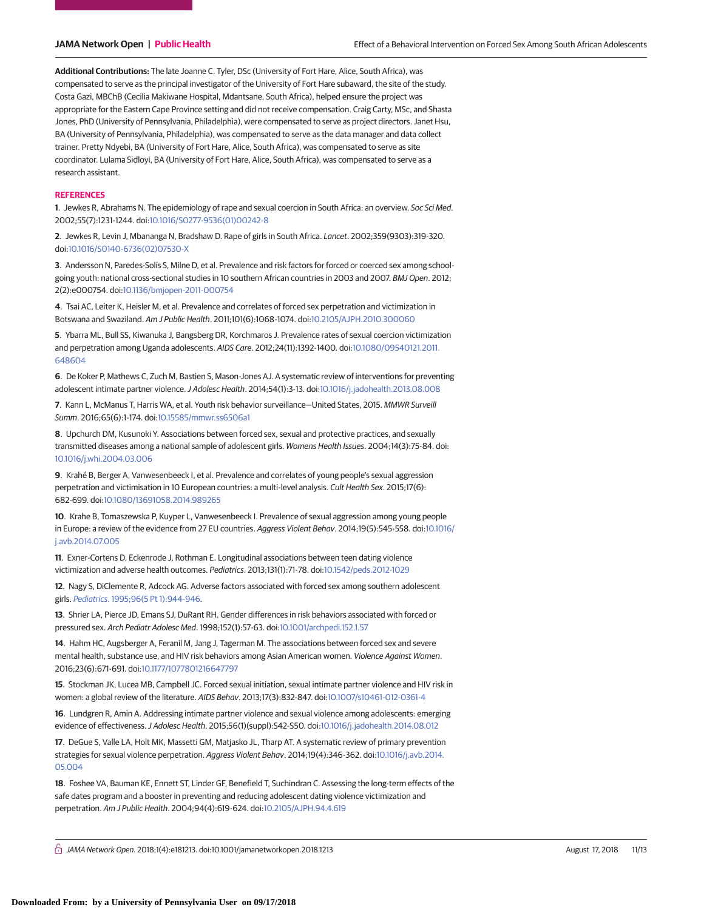**Additional Contributions:** The late Joanne C. Tyler, DSc (University of Fort Hare, Alice, South Africa), was compensated to serve as the principal investigator of the University of Fort Hare subaward, the site of the study. Costa Gazi, MBChB (Cecilia Makiwane Hospital, Mdantsane, South Africa), helped ensure the project was appropriate for the Eastern Cape Province setting and did not receive compensation. Craig Carty, MSc, and Shasta Jones, PhD (University of Pennsylvania, Philadelphia), were compensated to serve as project directors. Janet Hsu, BA (University of Pennsylvania, Philadelphia), was compensated to serve as the data manager and data collect trainer. Pretty Ndyebi, BA (University of Fort Hare, Alice, South Africa), was compensated to serve as site coordinator. Lulama Sidloyi, BA (University of Fort Hare, Alice, South Africa), was compensated to serve as a research assistant.

## REFERENCES

**1**. Jewkes R, Abrahams N. The epidemiology of rape and sexual coercion in South Africa: an overview. *Soc Sci Med*. 2002;55(7):1231-1244. doi:10.1016/S0277-9536(01)00242-8

**2**. Jewkes R, Levin J, Mbananga N, Bradshaw D. Rape of girls in South Africa. *Lancet*. 2002;359(9303):319-320. doi:10.1016/S0140-6736(02)07530-X

**3**. Andersson N, Paredes-Solís S, Milne D, et al. Prevalence and risk factors for forced or coerced sex among school-going youth: national cross-sectional studies in 10 southern African countries in 2003 and 2007. *BMJ Open*. 2012; 2(2):e000754. doi:10.1136/bmjopen-2011-000754

**4**. Tsai AC, Leiter K, Heisler M, et al. Prevalence and correlates of forced sex perpetration and victimization in Botswana and Swaziland. *Am J Public Health*. 2011;101(6):1068-1074. doi:10.2105/AJPH.2010.300060

**5**. Ybarra ML, Bull SS, Kiwanuka J, Bangsberg DR, Korchmaros J. Prevalence rates of sexual coercion victimization and perpetration among Uganda adolescents. *AIDS Care*. 2012;24(11):1392-1400. doi:10.1080/09540121.2011.648604

**6**. De Koker P, Mathews C, Zuch M, Bastien S, Mason-Jones AJ. A systematic review of interventions for preventing adolescent intimate partner violence. *J Adolesc Health*. 2014;54(1):3-13. doi:10.1016/j.jadohealth.2013.08.008

**7**. Kann L, McManus T, Harris WA, et al. Youth risk behavior surveillance—United States, 2015. *MMWR Surveill Summ*. 2016;65(6):1-174. doi:10.15585/mmwr.ss6506a1

**8**. Upchurch DM, Kusunoki Y. Associations between forced sex, sexual and protective practices, and sexually transmitted diseases among a national sample of adolescent girls. *Womens Health Issues*. 2004;14(3):75-84. doi:10.1016/j.whi.2004.03.006

**9**. Krahé B, Berger A, Vanwesenbeeck I, et al. Prevalence and correlates of young people's sexual aggression perpetration and victimisation in 10 European countries: a multi-level analysis. *Cult Health Sex*. 2015;17(6):682-699. doi:10.1080/13691058.2014.989265

**10**. Krahe B, Tomaszewska P, Kuyper L, Vanwesenbeeck I. Prevalence of sexual aggression among young people in Europe: a review of the evidence from 27 EU countries. *Aggress Violent Behav*. 2014;19(5):545-558. doi:10.1016/j.avb.2014.07.005

**11**. Exner-Cortens D, Eckenrode J, Rothman E. Longitudinal associations between teen dating violence victimization and adverse health outcomes. *Pediatrics*. 2013;131(1):71-78. doi:10.1542/peds.2012-1029

**12**. Nagy S, DiClemente R, Adcock AG. Adverse factors associated with forced sex among southern adolescent girls. *Pediatrics*. 1995;96(5 Pt 1):944-946.

**13**. Shrier LA, Pierce JD, Emans SJ, DuRant RH. Gender differences in risk behaviors associated with forced or pressured sex. *Arch Pediatr Adolesc Med*. 1998;152(1):57-63. doi:10.1001/archpedi.152.1.57

**14**. Hahm HC, Augsberger A, Feranil M, Jang J, Tagerman M. The associations between forced sex and severe mental health, substance use, and HIV risk behaviors among Asian American women. *Violence Against Women*. 2016;23(6):671-691. doi:10.1177/1077801216647797

**15**. Stockman JK, Lucea MB, Campbell JC. Forced sexual initiation, sexual intimate partner violence and HIV risk in women: a global review of the literature. *AIDS Behav*. 2013;17(3):832-847. doi:10.1007/s10461-012-0361-4

**16**. Lundgren R, Amin A. Addressing intimate partner violence and sexual violence among adolescents: emerging evidence of effectiveness. *J Adolesc Health*. 2015;56(1)(suppl):S42-S50. doi:10.1016/j.jadohealth.2014.08.012

**17**. DeGue S, Valle LA, Holt MK, Massetti GM, Matjasko JL, Tharp AT. A systematic review of primary prevention strategies for sexual violence perpetration. *Aggress Violent Behav*. 2014;19(4):346-362. doi:10.1016/j.avb.2014.05.004

**18**. Foshee VA, Bauman KE, Ennett ST, Linder GF, Benefield T, Suchindran C. Assessing the long-term effects of the safe dates program and a booster in preventing and reducing adolescent dating violence victimization and perpetration. *Am J Public Health*. 2004;94(4):619-624. doi:10.2105/AJPH.94.4.619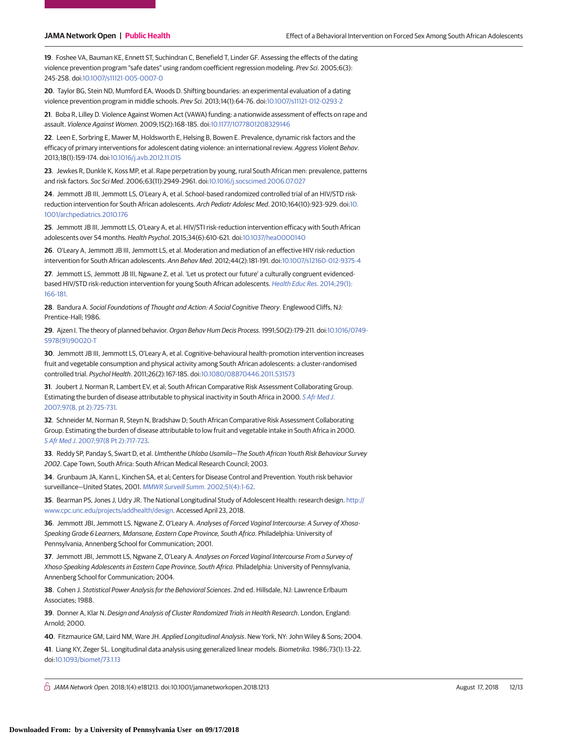**19**. Foshee VA, Bauman KE, Ennett ST, Suchindran C, Benefield T, Linder GF. Assessing the effects of the dating violence prevention program "safe dates" using random coefficient regression modeling. *Prev Sci*. 2005;6(3): 245-258. doi:10.1007/s11121-005-0007-0

**20**. Taylor BG, Stein ND, Mumford EA, Woods D. Shifting boundaries: an experimental evaluation of a dating violence prevention program in middle schools. *Prev Sci*. 2013;14(1):64-76. doi:10.1007/s11121-012-0293-2

**21**. Boba R, Lilley D. Violence Against Women Act (VAWA) funding: a nationwide assessment of effects on rape and assault. *Violence Against Women*. 2009;15(2):168-185. doi:10.1177/1077801208329146

**22**. Leen E, Sorbring E, Mawer M, Holdsworth E, Helsing B, Bowen E. Prevalence, dynamic risk factors and the efficacy of primary interventions for adolescent dating violence: an international review. *Aggress Violent Behav*. 2013;18(1):159-174. doi:10.1016/j.avb.2012.11.015

**23**. Jewkes R, Dunkle K, Koss MP, et al. Rape perpetration by young, rural South African men: prevalence, patterns and risk factors. *Soc Sci Med*. 2006;63(11):2949-2961. doi:10.1016/j.socscimed.2006.07.027

**24**. Jemmott JB III, Jemmott LS, O'Leary A, et al. School-based randomized controlled trial of an HIV/STD risk-reduction intervention for South African adolescents. *Arch Pediatr Adolesc Med*. 2010;164(10):923-929. doi:10.1001/archpediatrics.2010.176

**25**. Jemmott JB III, Jemmott LS, O'Leary A, et al. HIV/STI risk-reduction intervention efficacy with South African adolescents over 54 months. *Health Psychol*. 2015;34(6):610-621. doi:10.1037/hea0000140

**26**. O'Leary A, Jemmott JB III, Jemmott LS, et al. Moderation and mediation of an effective HIV risk-reduction intervention for South African adolescents. *Ann Behav Med*. 2012;44(2):181-191. doi:10.1007/s12160-012-9375-4

**27**. Jemmott LS, Jemmott JB III, Ngwane Z, et al. 'Let us protect our future' a culturally congruent evidenced-based HIV/STD risk-reduction intervention for young South African adolescents. *Health Educ Res*. 2014;29(1): 166-181.

**28**. Bandura A. *Social Foundations of Thought and Action: A Social Cognitive Theory*. Englewood Cliffs, NJ: Prentice-Hall; 1986.

**29**. Ajzen I. The theory of planned behavior. *Organ Behav Hum Decis Process*. 1991;50(2):179-211. doi:10.1016/0749-5978(91)90020-T

**30**. Jemmott JB III, Jemmott LS, O'Leary A, et al. Cognitive-behavioural health-promotion intervention increases fruit and vegetable consumption and physical activity among South African adolescents: a cluster-randomised controlled trial. *Psychol Health*. 2011;26(2):167-185. doi:10.1080/08870446.2011.531573

**31**. Joubert J, Norman R, Lambert EV, et al; South African Comparative Risk Assessment Collaborating Group. Estimating the burden of disease attributable to physical inactivity in South Africa in 2000. *S Afr Med J*. 2007;97(8, pt 2):725-731.

**32**. Schneider M, Norman R, Steyn N, Bradshaw D; South African Comparative Risk Assessment Collaborating Group. Estimating the burden of disease attributable to low fruit and vegetable intake in South Africa in 2000. *S Afr Med J*. 2007;97(8 Pt 2):717-723.

**33**. Reddy SP, Panday S, Swart D, et al. *Umthenthe Uhlaba Usamila—The South African Youth Risk Behaviour Survey 2002*. Cape Town, South Africa: South African Medical Research Council; 2003.

**34**. Grunbaum JA, Kann L, Kinchen SA, et al; Centers for Disease Control and Prevention. Youth risk behavior surveillance—United States, 2001. *MMWR Surveill Summ*. 2002;51(4):1-62.

**35**. Bearman PS, Jones J, Udry JR. The National Longitudinal Study of Adolescent Health: research design. http://www.cpc.unc.edu/projects/addhealth/design. Accessed April 23, 2018.

**36**. Jemmott JBI, Jemmott LS, Ngwane Z, O'Leary A. *Analyses of Forced Vaginal Intercourse: A Survey of Xhosa-Speaking Grade 6 Learners, Mdansane, Eastern Cape Province, South Africa*. Philadelphia: University of Pennsylvania, Annenberg School for Communication; 2001.

**37**. Jemmott JBI, Jemmott LS, Ngwane Z, O'Leary A. *Analyses on Forced Vaginal Intercourse From a Survey of Xhosa-Speaking Adolescents in Eastern Cape Province, South Africa*. Philadelphia: University of Pennsylvania, Annenberg School for Communication; 2004.

**38**. Cohen J. *Statistical Power Analysis for the Behavioral Sciences*. 2nd ed. Hillsdale, NJ: Lawrence Erlbaum Associates; 1988.

**39**. Donner A, Klar N. *Design and Analysis of Cluster Randomized Trials in Health Research*. London, England: Arnold; 2000.

**40**. Fitzmaurice GM, Laird NM, Ware JH. *Applied Longitudinal Analysis*. New York, NY: John Wiley & Sons; 2004.

**41**. Liang KY, Zeger SL. Longitudinal data analysis using generalized linear models. *Biometrika*. 1986;73(1):13-22. doi:10.1093/biomet/73.1.13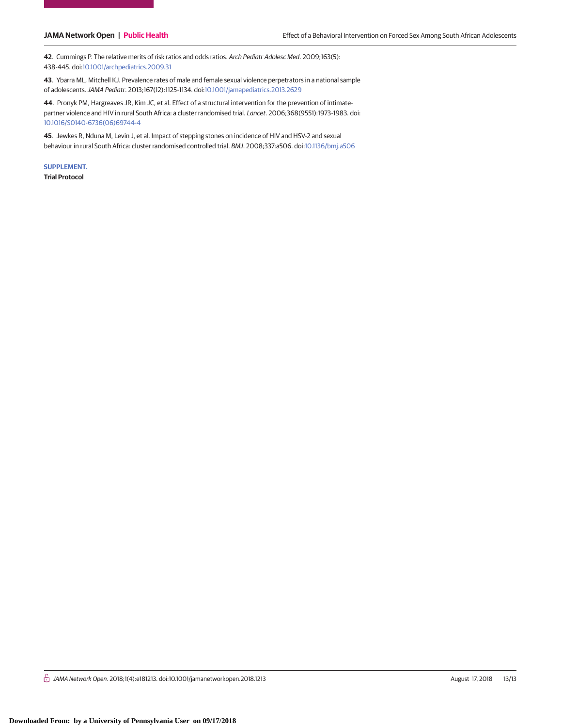42. Cummings P. The relative merits of risk ratios and odds ratios. *Arch Pediatr Adolesc Med*. 2009;163(5):438-445. doi:10.1001/archpediatrics.2009.31

43. Ybarra ML, Mitchell KJ. Prevalence rates of male and female sexual violence perpetrators in a national sample of adolescents. *JAMA Pediatr*. 2013;167(12):1125-1134. doi:10.1001/jamapediatrics.2013.2629

44. Pronyk PM, Hargreaves JR, Kim JC, et al. Effect of a structural intervention for the prevention of intimate-partner violence and HIV in rural South Africa: a cluster randomised trial. *Lancet*. 2006;368(9551):1973-1983. doi:10.1016/S0140-6736(06)69744-4

45. Jewkes R, Nduna M, Levin J, et al. Impact of stepping stones on incidence of HIV and HSV-2 and sexual behaviour in rural South Africa: cluster randomised controlled trial. *BMJ*. 2008;337:a506. doi:10.1136/bmj.a506

**SUPPLEMENT.**

**Trial Protocol**